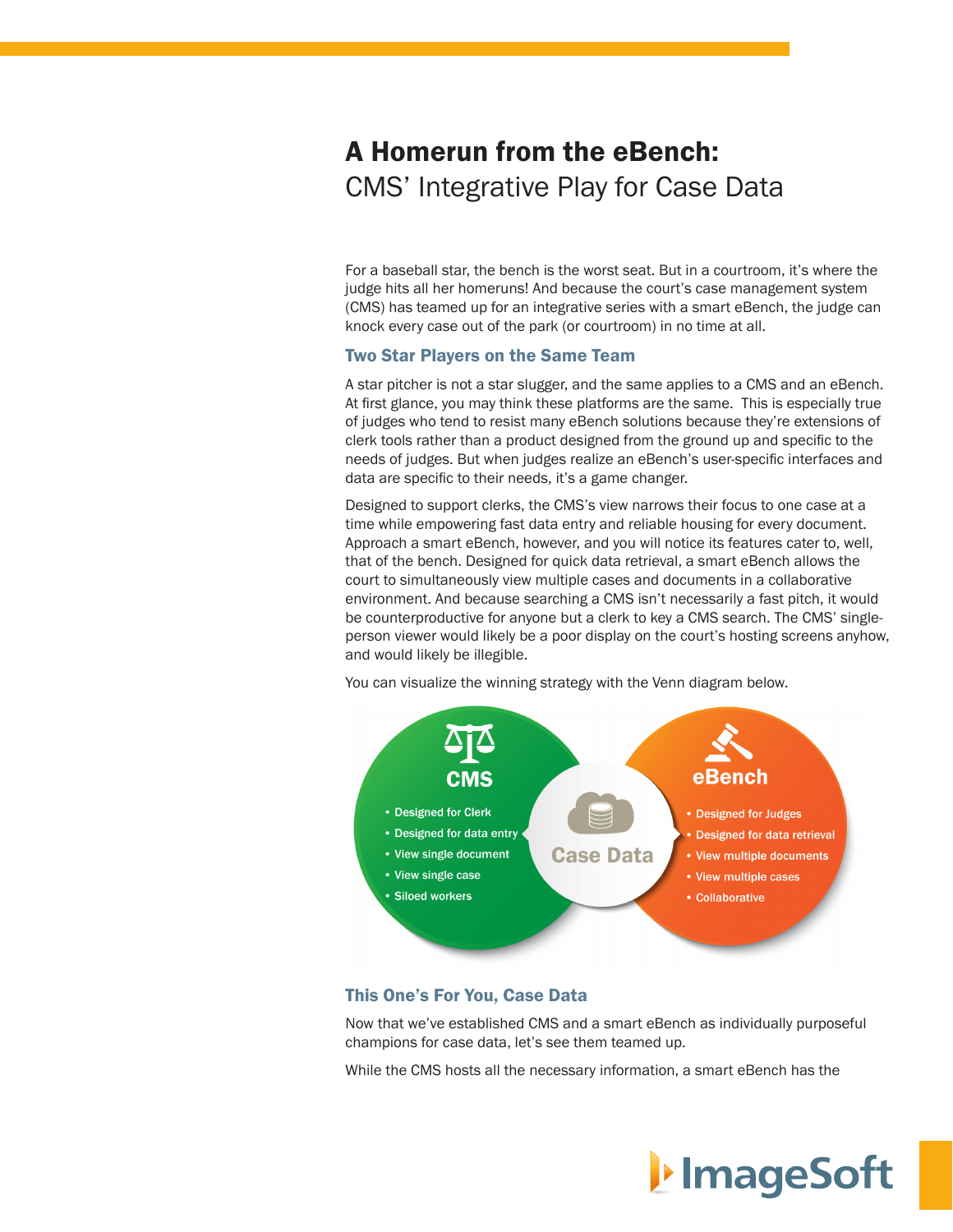# A Homerun from the eBench:
## CMS' Integrative Play for Case Data

For a baseball star, the bench is the worst seat. But in a courtroom, it's where the judge hits all her homeruns! And because the court's case management system (CMS) has teamed up for an integrative series with a smart eBench, the judge can knock every case out of the park (or courtroom) in no time at all.

### Two Star Players on the Same Team

A star pitcher is not a star slugger, and the same applies to a CMS and an eBench. At first glance, you may think these platforms are the same. This is especially true of judges who tend to resist many eBench solutions because they're extensions of clerk tools rather than a product designed from the ground up and specific to the needs of judges. But when judges realize an eBench's user-specific interfaces and data are specific to their needs, it's a game changer.

Designed to support clerks, the CMS's view narrows their focus to one case at a time while empowering fast data entry and reliable housing for every document. Approach a smart eBench, however, and you will notice its features cater to, well, that of the bench. Designed for quick data retrieval, a smart eBench allows the court to simultaneously view multiple cases and documents in a collaborative environment. And because searching a CMS isn't necessarily a fast pitch, it would be counterproductive for anyone but a clerk to key a CMS search. The CMS' single-person viewer would likely be a poor display on the court's hosting screens anyhow, and would likely be illegible.

You can visualize the winning strategy with the Venn diagram below.

**CMS**
- Designed for Clerk
- Designed for data entry
- View single document
- View single case
- Siloed workers

**Case Data**

**eBench**
- Designed for Judges
- Designed for data retrieval
- View multiple documents
- View multiple cases
- Collaborative

### This One's For You, Case Data

Now that we've established CMS and a smart eBench as individually purposeful champions for case data, let's see them teamed up.

While the CMS hosts all the necessary information, a smart eBench has the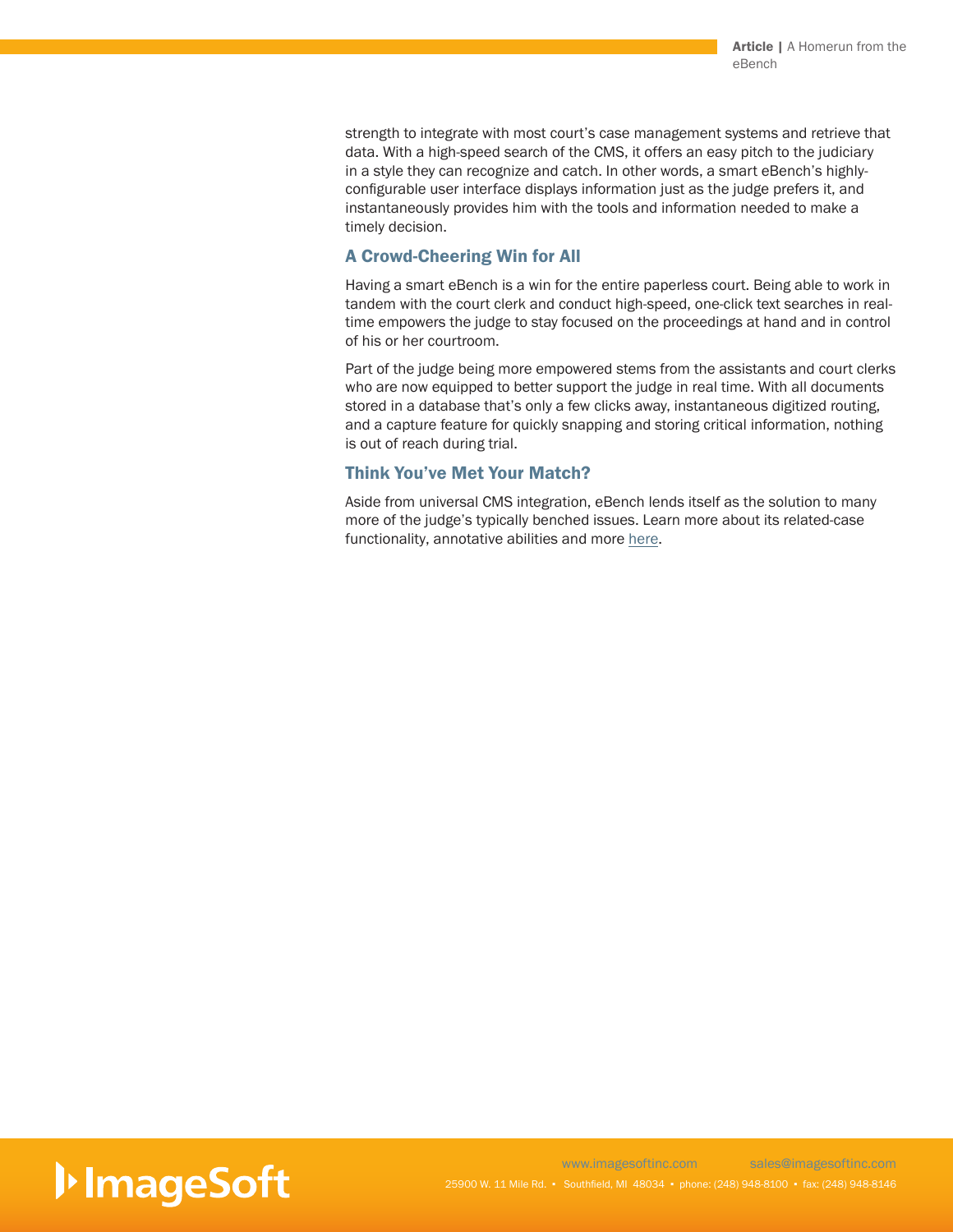strength to integrate with most court's case management systems and retrieve that data. With a high-speed search of the CMS, it offers an easy pitch to the judiciary in a style they can recognize and catch. In other words, a smart eBench's highly-configurable user interface displays information just as the judge prefers it, and instantaneously provides him with the tools and information needed to make a timely decision.

## A Crowd-Cheering Win for All

Having a smart eBench is a win for the entire paperless court. Being able to work in tandem with the court clerk and conduct high-speed, one-click text searches in real-time empowers the judge to stay focused on the proceedings at hand and in control of his or her courtroom.

Part of the judge being more empowered stems from the assistants and court clerks who are now equipped to better support the judge in real time. With all documents stored in a database that's only a few clicks away, instantaneous digitized routing, and a capture feature for quickly snapping and storing critical information, nothing is out of reach during trial.

## Think You've Met Your Match?

Aside from universal CMS integration, eBench lends itself as the solution to many more of the judge's typically benched issues. Learn more about its related-case functionality, annotative abilities and more here.